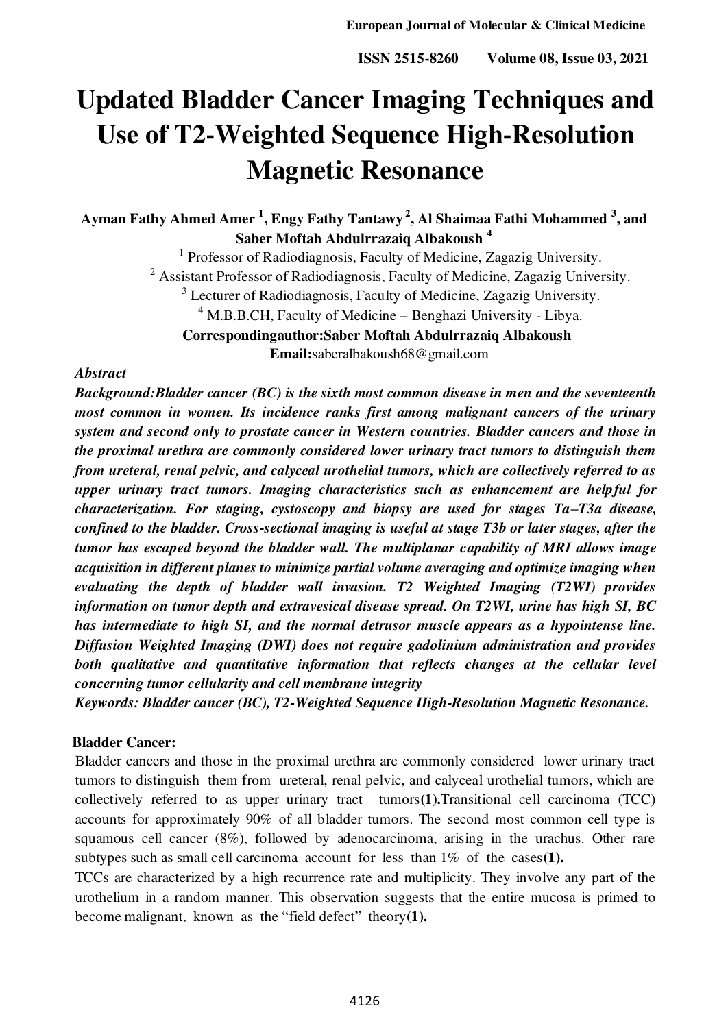# Updated Bladder Cancer Imaging Techniques and Use of T2-Weighted Sequence High-Resolution Magnetic Resonance

**Ayman Fathy Ahmed Amer [1], Engy Fathy Tantawy [2], Al Shaimaa Fathi Mohammed [3], and Saber Moftah Abdulrrazaiq Albakoush [4]**

[1] Professor of Radiodiagnosis, Faculty of Medicine, Zagazig University.

[2] Assistant Professor of Radiodiagnosis, Faculty of Medicine, Zagazig University.

[3] Lecturer of Radiodiagnosis, Faculty of Medicine, Zagazig University.

[4] M.B.B.CH, Faculty of Medicine – Benghazi University - Libya.

**Correspondingauthor:Saber Moftah Abdulrrazaiq Albakoush**

**Email:**saberalbakoush68@gmail.com

***Abstract***

***Background:Bladder cancer (BC) is the sixth most common disease in men and the seventeenth most common in women. Its incidence ranks first among malignant cancers of the urinary system and second only to prostate cancer in Western countries. Bladder cancers and those in the proximal urethra are commonly considered lower urinary tract tumors to distinguish them from ureteral, renal pelvic, and calyceal urothelial tumors, which are collectively referred to as upper urinary tract tumors. Imaging characteristics such as enhancement are helpful for characterization. For staging, cystoscopy and biopsy are used for stages Ta–T3a disease, confined to the bladder. Cross-sectional imaging is useful at stage T3b or later stages, after the tumor has escaped beyond the bladder wall. The multiplanar capability of MRI allows image acquisition in different planes to minimize partial volume averaging and optimize imaging when evaluating the depth of bladder wall invasion. T2 Weighted Imaging (T2WI) provides information on tumor depth and extravesical disease spread. On T2WI, urine has high SI, BC has intermediate to high SI, and the normal detrusor muscle appears as a hypointense line. Diffusion Weighted Imaging (DWI) does not require gadolinium administration and provides both qualitative and quantitative information that reflects changes at the cellular level concerning tumor cellularity and cell membrane integrity***

***Keywords: Bladder cancer (BC), T2-Weighted Sequence High-Resolution Magnetic Resonance.***

## Bladder Cancer:

Bladder cancers and those in the proximal urethra are commonly considered lower urinary tract tumors to distinguish them from ureteral, renal pelvic, and calyceal urothelial tumors, which are collectively referred to as upper urinary tract tumors**(1).**Transitional cell carcinoma (TCC) accounts for approximately 90% of all bladder tumors. The second most common cell type is squamous cell cancer (8%), followed by adenocarcinoma, arising in the urachus. Other rare subtypes such as small cell carcinoma account for less than 1% of the cases**(1).**

TCCs are characterized by a high recurrence rate and multiplicity. They involve any part of the urothelium in a random manner. This observation suggests that the entire mucosa is primed to become malignant, known as the "field defect" theory**(1).**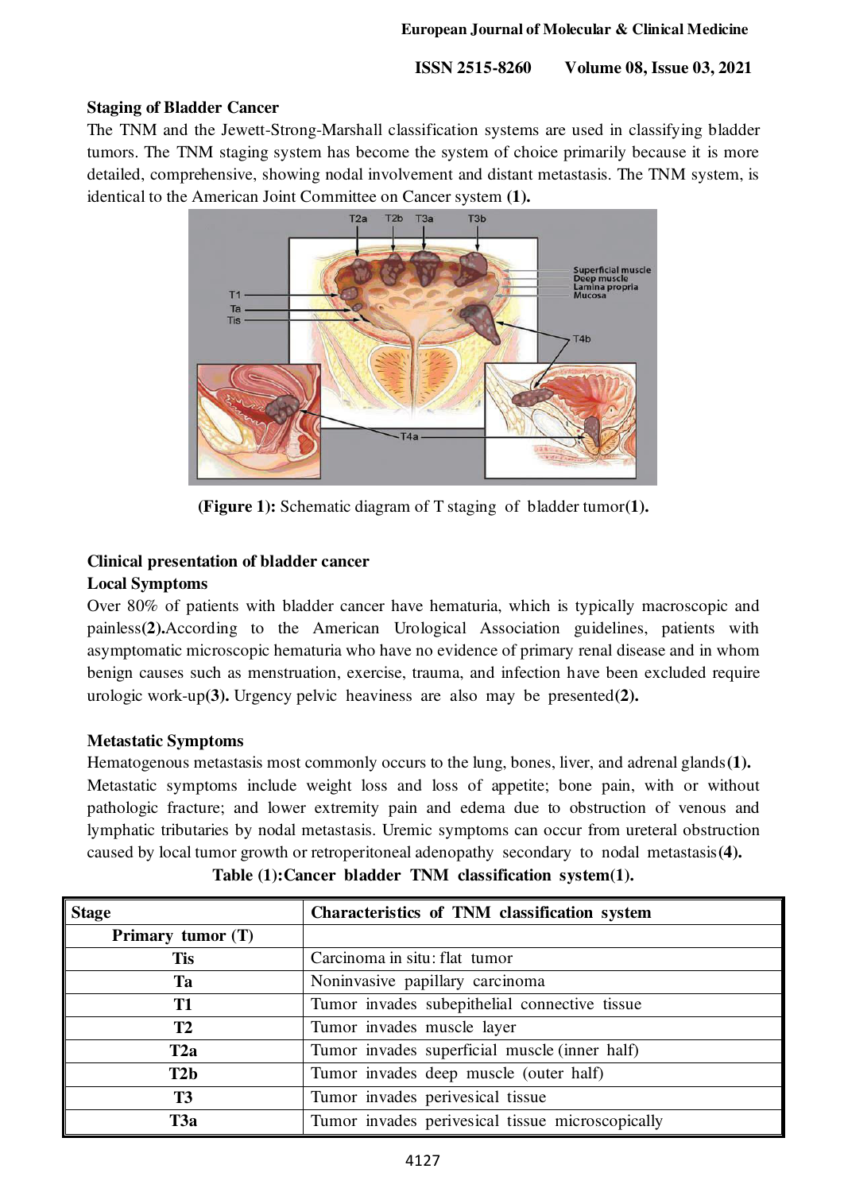## Staging of Bladder Cancer

The TNM and the Jewett-Strong-Marshall classification systems are used in classifying bladder tumors. The TNM staging system has become the system of choice primarily because it is more detailed, comprehensive, showing nodal involvement and distant metastasis. The TNM system, is identical to the American Joint Committee on Cancer system **(1).**

**(Figure 1):** Schematic diagram of T staging of bladder tumor**(1).**

## Clinical presentation of bladder cancer

### Local Symptoms

Over 80% of patients with bladder cancer have hematuria, which is typically macroscopic and painless**(2).**According to the American Urological Association guidelines, patients with asymptomatic microscopic hematuria who have no evidence of primary renal disease and in whom benign causes such as menstruation, exercise, trauma, and infection have been excluded require urologic work-up**(3).** Urgency pelvic heaviness are also may be presented**(2).**

### Metastatic Symptoms

Hematogenous metastasis most commonly occurs to the lung, bones, liver, and adrenal glands**(1).** Metastatic symptoms include weight loss and loss of appetite; bone pain, with or without pathologic fracture; and lower extremity pain and edema due to obstruction of venous and lymphatic tributaries by nodal metastasis. Uremic symptoms can occur from ureteral obstruction caused by local tumor growth or retroperitoneal adenopathy secondary to nodal metastasis**(4).**

**Table (1):Cancer bladder TNM classification system(1).**

| **Stage** | **Characteristics of TNM classification system** |
|---|---|
| **Primary tumor (T)** | |
| **Tis** | Carcinoma in situ: flat tumor |
| **Ta** | Noninvasive papillary carcinoma |
| **T1** | Tumor invades subepithelial connective tissue |
| **T2** | Tumor invades muscle layer |
| **T2a** | Tumor invades superficial muscle (inner half) |
| **T2b** | Tumor invades deep muscle (outer half) |
| **T3** | Tumor invades perivesical tissue |
| **T3a** | Tumor invades perivesical tissue microscopically |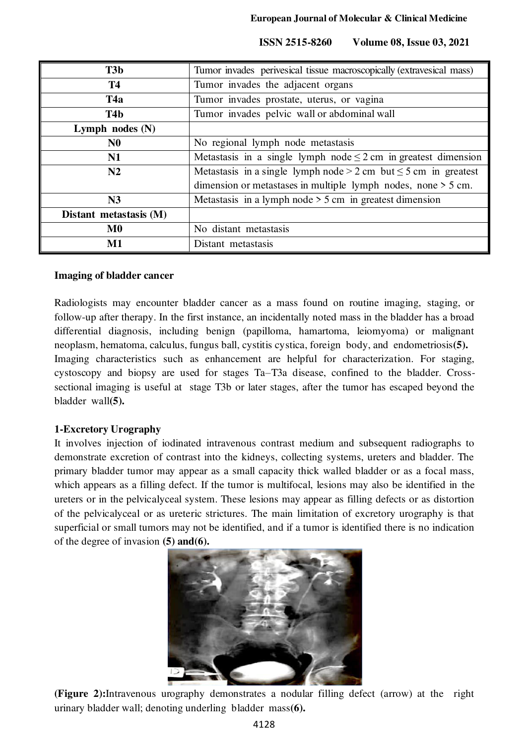| | |
|---|---|
| **T3b** | Tumor invades perivesical tissue macroscopically (extravesical mass) |
| **T4** | Tumor invades the adjacent organs |
| **T4a** | Tumor invades prostate, uterus, or vagina |
| **T4b** | Tumor invades pelvic wall or abdominal wall |
| **Lymph nodes (N)** | |
| **N0** | No regional lymph node metastasis |
| **N1** | Metastasis in a single lymph node ≤ 2 cm in greatest dimension |
| **N2** | Metastasis in a single lymph node > 2 cm but ≤ 5 cm in greatest dimension or metastases in multiple lymph nodes, none > 5 cm. |
| **N3** | Metastasis in a lymph node > 5 cm in greatest dimension |
| **Distant metastasis (M)** | |
| **M0** | No distant metastasis |
| **M1** | Distant metastasis |

**Imaging of bladder cancer**

Radiologists may encounter bladder cancer as a mass found on routine imaging, staging, or follow-up after therapy. In the first instance, an incidentally noted mass in the bladder has a broad differential diagnosis, including benign (papilloma, hamartoma, leiomyoma) or malignant neoplasm, hematoma, calculus, fungus ball, cystitis cystica, foreign body, and endometriosis**(5).** Imaging characteristics such as enhancement are helpful for characterization. For staging, cystoscopy and biopsy are used for stages Ta–T3a disease, confined to the bladder. Cross-sectional imaging is useful at stage T3b or later stages, after the tumor has escaped beyond the bladder wall**(5).**

**1-Excretory Urography**

It involves injection of iodinated intravenous contrast medium and subsequent radiographs to demonstrate excretion of contrast into the kidneys, collecting systems, ureters and bladder. The primary bladder tumor may appear as a small capacity thick walled bladder or as a focal mass, which appears as a filling defect. If the tumor is multifocal, lesions may also be identified in the ureters or in the pelvicalyceal system. These lesions may appear as filling defects or as distortion of the pelvicalyceal or as ureteric strictures. The main limitation of excretory urography is that superficial or small tumors may not be identified, and if a tumor is identified there is no indication of the degree of invasion **(5) and(6).**

**(Figure 2):**Intravenous urography demonstrates a nodular filling defect (arrow) at the right urinary bladder wall; denoting underling bladder mass**(6).**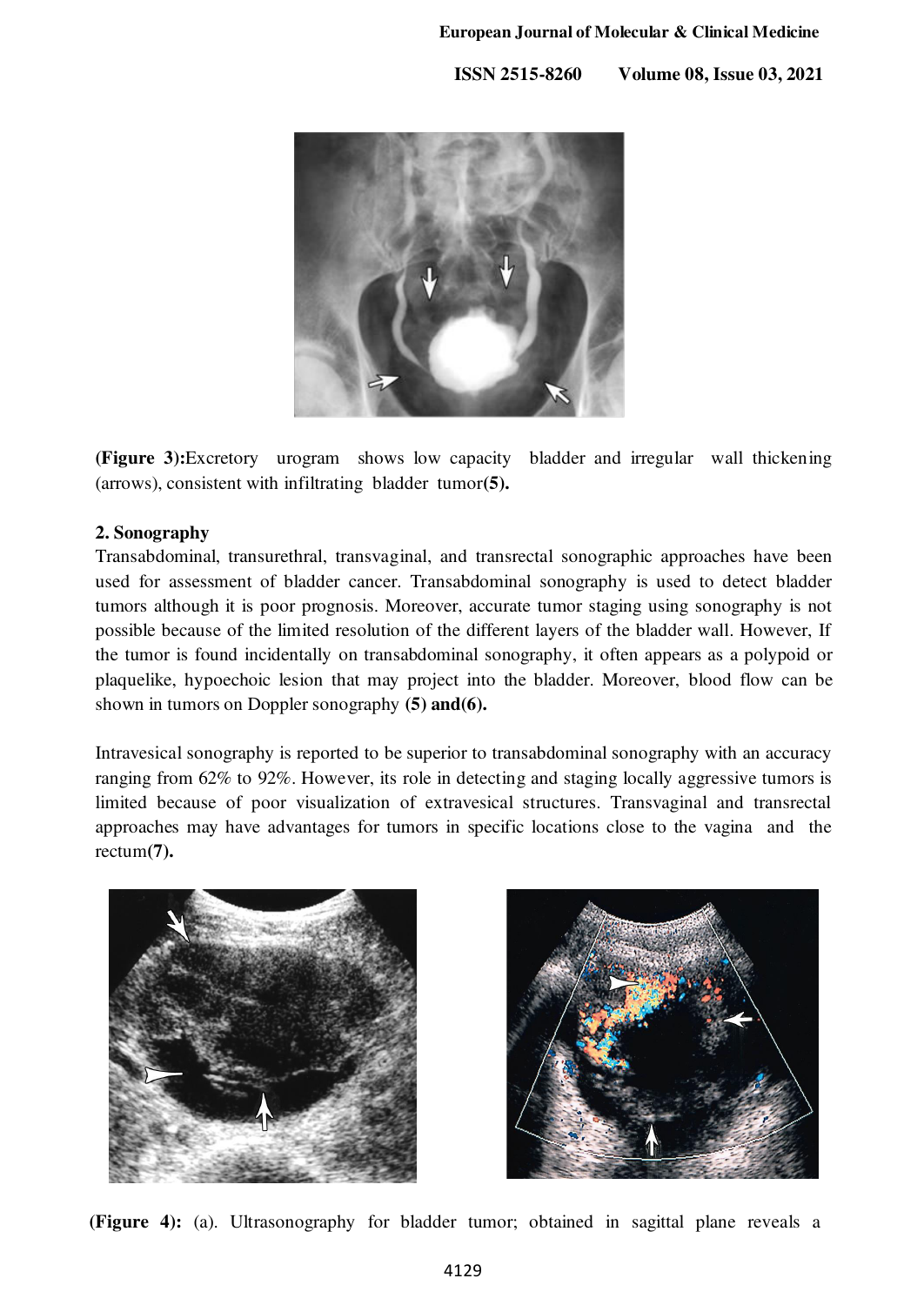**(Figure 3):** Excretory urogram shows low capacity bladder and irregular wall thickening (arrows), consistent with infiltrating bladder tumor **(5).**

## 2. Sonography

Transabdominal, transurethral, transvaginal, and transrectal sonographic approaches have been used for assessment of bladder cancer. Transabdominal sonography is used to detect bladder tumors although it is poor prognosis. Moreover, accurate tumor staging using sonography is not possible because of the limited resolution of the different layers of the bladder wall. However, If the tumor is found incidentally on transabdominal sonography, it often appears as a polypoid or plaquelike, hypoechoic lesion that may project into the bladder. Moreover, blood flow can be shown in tumors on Doppler sonography **(5) and(6).**

Intravesical sonography is reported to be superior to transabdominal sonography with an accuracy ranging from 62% to 92%. However, its role in detecting and staging locally aggressive tumors is limited because of poor visualization of extravesical structures. Transvaginal and transrectal approaches may have advantages for tumors in specific locations close to the vagina and the rectum **(7).**

**(Figure 4):** (a). Ultrasonography for bladder tumor; obtained in sagittal plane reveals a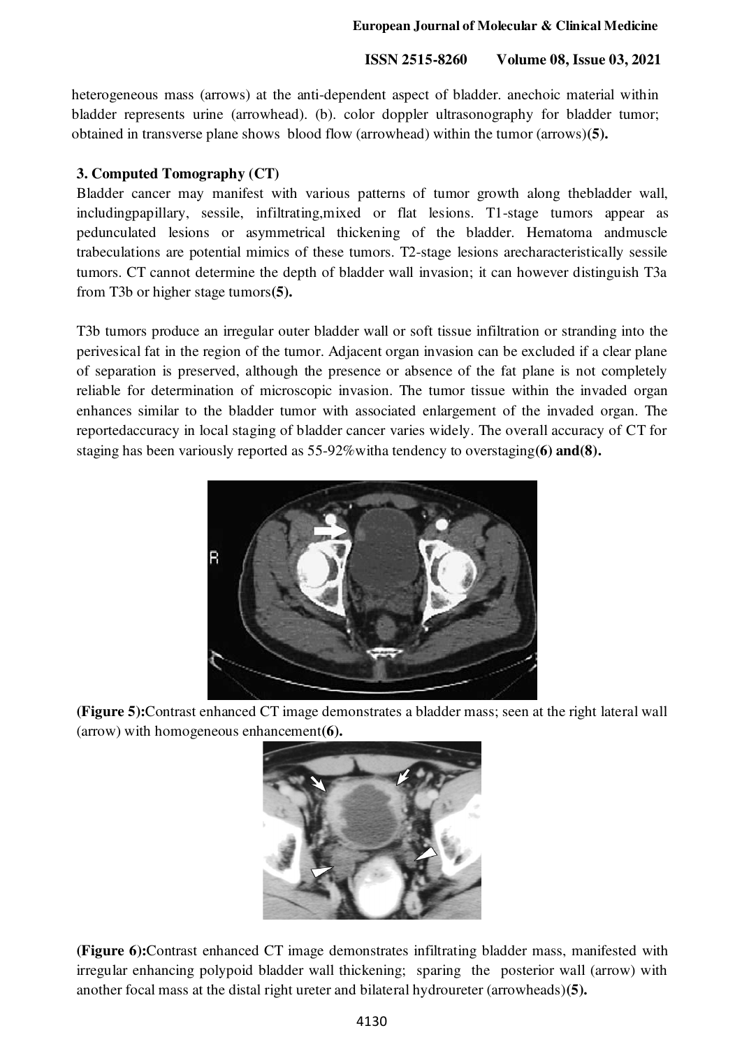heterogeneous mass (arrows) at the anti-dependent aspect of bladder. anechoic material within bladder represents urine (arrowhead). (b). color doppler ultrasonography for bladder tumor; obtained in transverse plane shows blood flow (arrowhead) within the tumor (arrows)**(5).**

### 3. Computed Tomography (CT)

Bladder cancer may manifest with various patterns of tumor growth along thebladder wall, includingpapillary, sessile, infiltrating,mixed or flat lesions. T1-stage tumors appear as pedunculated lesions or asymmetrical thickening of the bladder. Hematoma andmuscle trabeculations are potential mimics of these tumors. T2-stage lesions arecharacteristically sessile tumors. CT cannot determine the depth of bladder wall invasion; it can however distinguish T3a from T3b or higher stage tumors**(5).**

T3b tumors produce an irregular outer bladder wall or soft tissue infiltration or stranding into the perivesical fat in the region of the tumor. Adjacent organ invasion can be excluded if a clear plane of separation is preserved, although the presence or absence of the fat plane is not completely reliable for determination of microscopic invasion. The tumor tissue within the invaded organ enhances similar to the bladder tumor with associated enlargement of the invaded organ. The reportedaccuracy in local staging of bladder cancer varies widely. The overall accuracy of CT for staging has been variously reported as 55-92%witha tendency to overstaging**(6) and(8).**

**(Figure 5):**Contrast enhanced CT image demonstrates a bladder mass; seen at the right lateral wall (arrow) with homogeneous enhancement**(6).**

**(Figure 6):**Contrast enhanced CT image demonstrates infiltrating bladder mass, manifested with irregular enhancing polypoid bladder wall thickening; sparing the posterior wall (arrow) with another focal mass at the distal right ureter and bilateral hydroureter (arrowheads)**(5).**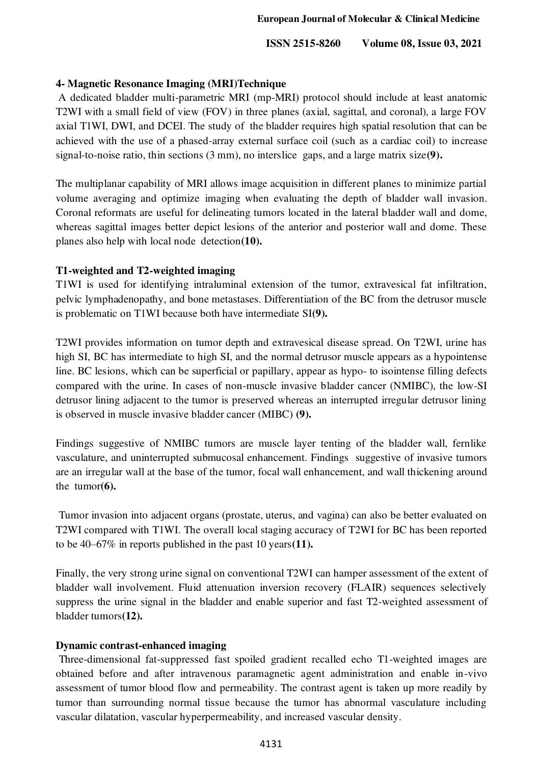## 4- Magnetic Resonance Imaging (MRI)Technique

A dedicated bladder multi-parametric MRI (mp-MRI) protocol should include at least anatomic T2WI with a small field of view (FOV) in three planes (axial, sagittal, and coronal), a large FOV axial T1WI, DWI, and DCEI. The study of the bladder requires high spatial resolution that can be achieved with the use of a phased-array external surface coil (such as a cardiac coil) to increase signal-to-noise ratio, thin sections (3 mm), no interslice gaps, and a large matrix size**(9).**

The multiplanar capability of MRI allows image acquisition in different planes to minimize partial volume averaging and optimize imaging when evaluating the depth of bladder wall invasion. Coronal reformats are useful for delineating tumors located in the lateral bladder wall and dome, whereas sagittal images better depict lesions of the anterior and posterior wall and dome. These planes also help with local node detection**(10).**

### T1-weighted and T2-weighted imaging

T1WI is used for identifying intraluminal extension of the tumor, extravesical fat infiltration, pelvic lymphadenopathy, and bone metastases. Differentiation of the BC from the detrusor muscle is problematic on T1WI because both have intermediate SI**(9).**

T2WI provides information on tumor depth and extravesical disease spread. On T2WI, urine has high SI, BC has intermediate to high SI, and the normal detrusor muscle appears as a hypointense line. BC lesions, which can be superficial or papillary, appear as hypo- to isointense filling defects compared with the urine. In cases of non-muscle invasive bladder cancer (NMIBC), the low-SI detrusor lining adjacent to the tumor is preserved whereas an interrupted irregular detrusor lining is observed in muscle invasive bladder cancer (MIBC) **(9).**

Findings suggestive of NMIBC tumors are muscle layer tenting of the bladder wall, fernlike vasculature, and uninterrupted submucosal enhancement. Findings suggestive of invasive tumors are an irregular wall at the base of the tumor, focal wall enhancement, and wall thickening around the tumor**(6).**

Tumor invasion into adjacent organs (prostate, uterus, and vagina) can also be better evaluated on T2WI compared with T1WI. The overall local staging accuracy of T2WI for BC has been reported to be 40–67% in reports published in the past 10 years**(11).**

Finally, the very strong urine signal on conventional T2WI can hamper assessment of the extent of bladder wall involvement. Fluid attenuation inversion recovery (FLAIR) sequences selectively suppress the urine signal in the bladder and enable superior and fast T2-weighted assessment of bladder tumors**(12).**

### Dynamic contrast-enhanced imaging

Three-dimensional fat-suppressed fast spoiled gradient recalled echo T1-weighted images are obtained before and after intravenous paramagnetic agent administration and enable in-vivo assessment of tumor blood flow and permeability. The contrast agent is taken up more readily by tumor than surrounding normal tissue because the tumor has abnormal vasculature including vascular dilatation, vascular hyperpermeability, and increased vascular density.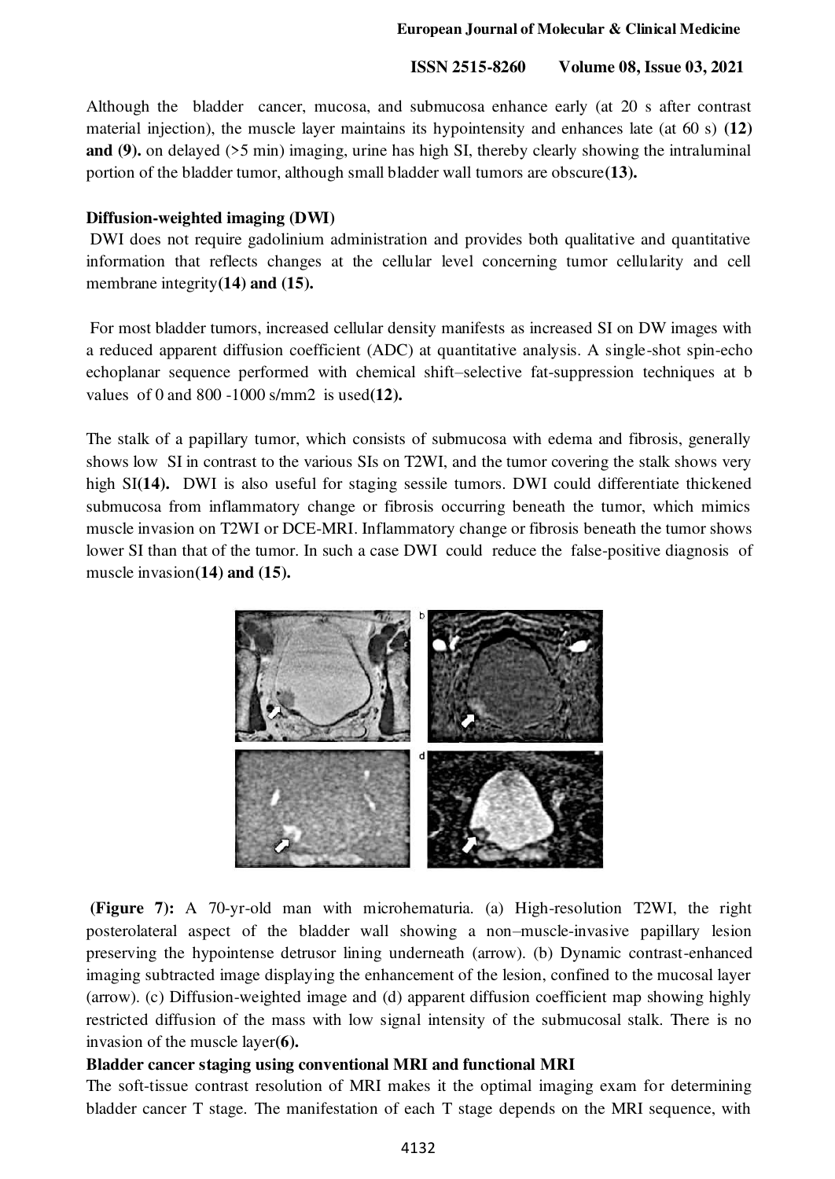Although the bladder cancer, mucosa, and submucosa enhance early (at 20 s after contrast material injection), the muscle layer maintains its hypointensity and enhances late (at 60 s) **(12) and (9).** on delayed (>5 min) imaging, urine has high SI, thereby clearly showing the intraluminal portion of the bladder tumor, although small bladder wall tumors are obscure**(13).**

**Diffusion-weighted imaging (DWI)**

DWI does not require gadolinium administration and provides both qualitative and quantitative information that reflects changes at the cellular level concerning tumor cellularity and cell membrane integrity**(14) and (15).**

For most bladder tumors, increased cellular density manifests as increased SI on DW images with a reduced apparent diffusion coefficient (ADC) at quantitative analysis. A single-shot spin-echo echoplanar sequence performed with chemical shift–selective fat-suppression techniques at b values of 0 and 800 -1000 s/mm2 is used**(12).**

The stalk of a papillary tumor, which consists of submucosa with edema and fibrosis, generally shows low SI in contrast to the various SIs on T2WI, and the tumor covering the stalk shows very high SI**(14).** DWI is also useful for staging sessile tumors. DWI could differentiate thickened submucosa from inflammatory change or fibrosis occurring beneath the tumor, which mimics muscle invasion on T2WI or DCE-MRI. Inflammatory change or fibrosis beneath the tumor shows lower SI than that of the tumor. In such a case DWI could reduce the false-positive diagnosis of muscle invasion**(14) and (15).**

**(Figure 7):** A 70-yr-old man with microhematuria. (a) High-resolution T2WI, the right posterolateral aspect of the bladder wall showing a non–muscle-invasive papillary lesion preserving the hypointense detrusor lining underneath (arrow). (b) Dynamic contrast-enhanced imaging subtracted image displaying the enhancement of the lesion, confined to the mucosal layer (arrow). (c) Diffusion-weighted image and (d) apparent diffusion coefficient map showing highly restricted diffusion of the mass with low signal intensity of the submucosal stalk. There is no invasion of the muscle layer**(6).**

**Bladder cancer staging using conventional MRI and functional MRI**

The soft-tissue contrast resolution of MRI makes it the optimal imaging exam for determining bladder cancer T stage. The manifestation of each T stage depends on the MRI sequence, with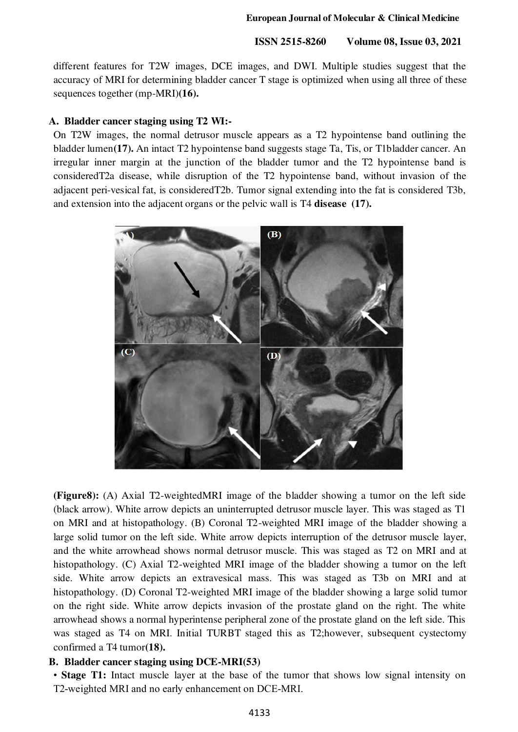different features for T2W images, DCE images, and DWI. Multiple studies suggest that the accuracy of MRI for determining bladder cancer T stage is optimized when using all three of these sequences together (mp-MRI)**(16).**

### A. Bladder cancer staging using T2 WI:-

On T2W images, the normal detrusor muscle appears as a T2 hypointense band outlining the bladder lumen**(17).** An intact T2 hypointense band suggests stage Ta, Tis, or T1bladder cancer. An irregular inner margin at the junction of the bladder tumor and the T2 hypointense band is consideredT2a disease, while disruption of the T2 hypointense band, without invasion of the adjacent peri-vesical fat, is consideredT2b. Tumor signal extending into the fat is considered T3b, and extension into the adjacent organs or the pelvic wall is T4 **disease (17).**

**(Figure8):** (A) Axial T2-weightedMRI image of the bladder showing a tumor on the left side (black arrow). White arrow depicts an uninterrupted detrusor muscle layer. This was staged as T1 on MRI and at histopathology. (B) Coronal T2-weighted MRI image of the bladder showing a large solid tumor on the left side. White arrow depicts interruption of the detrusor muscle layer, and the white arrowhead shows normal detrusor muscle. This was staged as T2 on MRI and at histopathology. (C) Axial T2-weighted MRI image of the bladder showing a tumor on the left side. White arrow depicts an extravesical mass. This was staged as T3b on MRI and at histopathology. (D) Coronal T2-weighted MRI image of the bladder showing a large solid tumor on the right side. White arrow depicts invasion of the prostate gland on the right. The white arrowhead shows a normal hyperintense peripheral zone of the prostate gland on the left side. This was staged as T4 on MRI. Initial TURBT staged this as T2;however, subsequent cystectomy confirmed a T4 tumor**(18).**

### B. Bladder cancer staging using DCE-MRI(53)

- **Stage T1:** Intact muscle layer at the base of the tumor that shows low signal intensity on T2-weighted MRI and no early enhancement on DCE-MRI.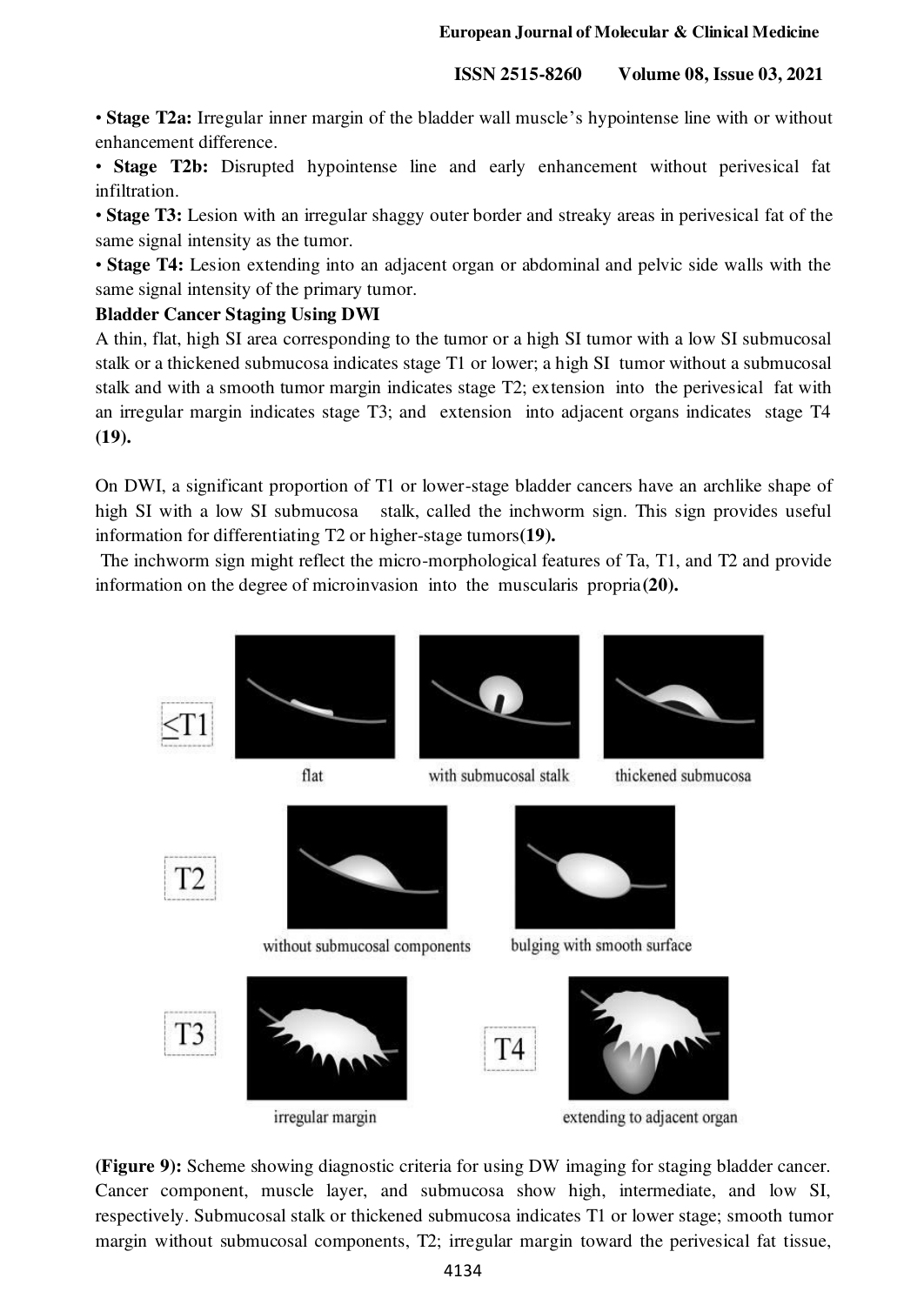• **Stage T2a:** Irregular inner margin of the bladder wall muscle's hypointense line with or without enhancement difference.

• **Stage T2b:** Disrupted hypointense line and early enhancement without perivesical fat infiltration.

• **Stage T3:** Lesion with an irregular shaggy outer border and streaky areas in perivesical fat of the same signal intensity as the tumor.

• **Stage T4:** Lesion extending into an adjacent organ or abdominal and pelvic side walls with the same signal intensity of the primary tumor.

**Bladder Cancer Staging Using DWI**

A thin, flat, high SI area corresponding to the tumor or a high SI tumor with a low SI submucosal stalk or a thickened submucosa indicates stage T1 or lower; a high SI tumor without a submucosal stalk and with a smooth tumor margin indicates stage T2; extension into the perivesical fat with an irregular margin indicates stage T3; and extension into adjacent organs indicates stage T4 **(19).**

On DWI, a significant proportion of T1 or lower-stage bladder cancers have an archlike shape of high SI with a low SI submucosa stalk, called the inchworm sign. This sign provides useful information for differentiating T2 or higher-stage tumors**(19).**

The inchworm sign might reflect the micro-morphological features of Ta, T1, and T2 and provide information on the degree of microinvasion into the muscularis propria**(20).**

≤T1 — flat; with submucosal stalk; thickened submucosa

T2 — without submucosal components; bulging with smooth surface

T3 — irregular margin

T4 — extending to adjacent organ

**(Figure 9):** Scheme showing diagnostic criteria for using DW imaging for staging bladder cancer. Cancer component, muscle layer, and submucosa show high, intermediate, and low SI, respectively. Submucosal stalk or thickened submucosa indicates T1 or lower stage; smooth tumor margin without submucosal components, T2; irregular margin toward the perivesical fat tissue,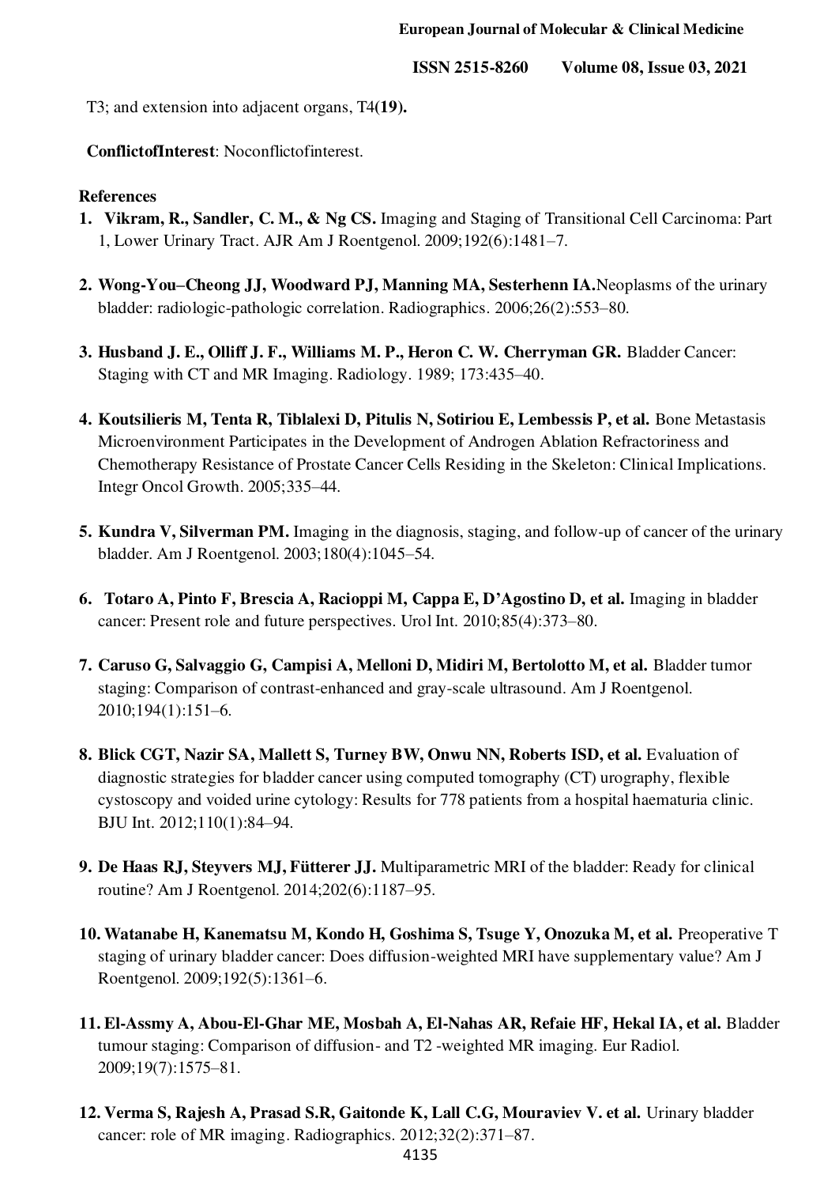T3; and extension into adjacent organs, T4**(19).**

**ConflictofInterest**: Noconflictofinterest.

**References**

1. **Vikram, R., Sandler, C. M., & Ng CS.** Imaging and Staging of Transitional Cell Carcinoma: Part 1, Lower Urinary Tract. AJR Am J Roentgenol. 2009;192(6):1481–7.

2. **Wong-You–Cheong JJ, Woodward PJ, Manning MA, Sesterhenn IA.**Neoplasms of the urinary bladder: radiologic-pathologic correlation. Radiographics. 2006;26(2):553–80.

3. **Husband J. E., Olliff J. F., Williams M. P., Heron C. W. Cherryman GR.** Bladder Cancer: Staging with CT and MR Imaging. Radiology. 1989; 173:435–40.

4. **Koutsilieris M, Tenta R, Tiblalexi D, Pitulis N, Sotiriou E, Lembessis P, et al.** Bone Metastasis Microenvironment Participates in the Development of Androgen Ablation Refractoriness and Chemotherapy Resistance of Prostate Cancer Cells Residing in the Skeleton: Clinical Implications. Integr Oncol Growth. 2005;335–44.

5. **Kundra V, Silverman PM.** Imaging in the diagnosis, staging, and follow-up of cancer of the urinary bladder. Am J Roentgenol. 2003;180(4):1045–54.

6. **Totaro A, Pinto F, Brescia A, Racioppi M, Cappa E, D'Agostino D, et al.** Imaging in bladder cancer: Present role and future perspectives. Urol Int. 2010;85(4):373–80.

7. **Caruso G, Salvaggio G, Campisi A, Melloni D, Midiri M, Bertolotto M, et al.** Bladder tumor staging: Comparison of contrast-enhanced and gray-scale ultrasound. Am J Roentgenol. 2010;194(1):151–6.

8. **Blick CGT, Nazir SA, Mallett S, Turney BW, Onwu NN, Roberts ISD, et al.** Evaluation of diagnostic strategies for bladder cancer using computed tomography (CT) urography, flexible cystoscopy and voided urine cytology: Results for 778 patients from a hospital haematuria clinic. BJU Int. 2012;110(1):84–94.

9. **De Haas RJ, Steyvers MJ, Fütterer JJ.** Multiparametric MRI of the bladder: Ready for clinical routine? Am J Roentgenol. 2014;202(6):1187–95.

10. **Watanabe H, Kanematsu M, Kondo H, Goshima S, Tsuge Y, Onozuka M, et al.** Preoperative T staging of urinary bladder cancer: Does diffusion-weighted MRI have supplementary value? Am J Roentgenol. 2009;192(5):1361–6.

11. **El-Assmy A, Abou-El-Ghar ME, Mosbah A, El-Nahas AR, Refaie HF, Hekal IA, et al.** Bladder tumour staging: Comparison of diffusion- and T2 -weighted MR imaging. Eur Radiol. 2009;19(7):1575–81.

12. **Verma S, Rajesh A, Prasad S.R, Gaitonde K, Lall C.G, Mouraviev V. et al.** Urinary bladder cancer: role of MR imaging. Radiographics. 2012;32(2):371–87.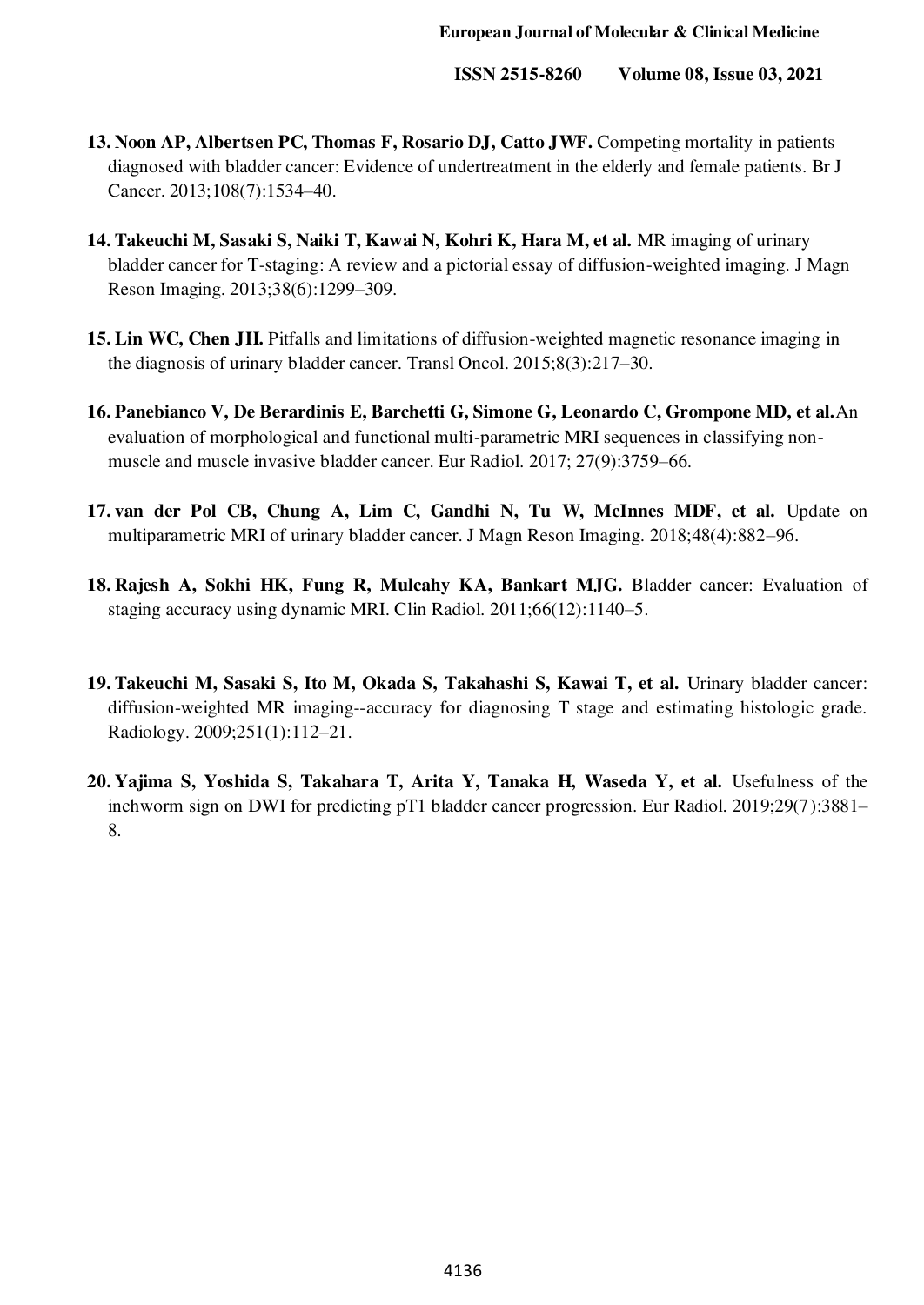13. **Noon AP, Albertsen PC, Thomas F, Rosario DJ, Catto JWF.** Competing mortality in patients diagnosed with bladder cancer: Evidence of undertreatment in the elderly and female patients. Br J Cancer. 2013;108(7):1534–40.

14. **Takeuchi M, Sasaki S, Naiki T, Kawai N, Kohri K, Hara M, et al.** MR imaging of urinary bladder cancer for T-staging: A review and a pictorial essay of diffusion-weighted imaging. J Magn Reson Imaging. 2013;38(6):1299–309.

15. **Lin WC, Chen JH.** Pitfalls and limitations of diffusion-weighted magnetic resonance imaging in the diagnosis of urinary bladder cancer. Transl Oncol. 2015;8(3):217–30.

16. **Panebianco V, De Berardinis E, Barchetti G, Simone G, Leonardo C, Grompone MD, et al.** An evaluation of morphological and functional multi-parametric MRI sequences in classifying non-muscle and muscle invasive bladder cancer. Eur Radiol. 2017; 27(9):3759–66.

17. **van der Pol CB, Chung A, Lim C, Gandhi N, Tu W, McInnes MDF, et al.** Update on multiparametric MRI of urinary bladder cancer. J Magn Reson Imaging. 2018;48(4):882–96.

18. **Rajesh A, Sokhi HK, Fung R, Mulcahy KA, Bankart MJG.** Bladder cancer: Evaluation of staging accuracy using dynamic MRI. Clin Radiol. 2011;66(12):1140–5.

19. **Takeuchi M, Sasaki S, Ito M, Okada S, Takahashi S, Kawai T, et al.** Urinary bladder cancer: diffusion-weighted MR imaging--accuracy for diagnosing T stage and estimating histologic grade. Radiology. 2009;251(1):112–21.

20. **Yajima S, Yoshida S, Takahara T, Arita Y, Tanaka H, Waseda Y, et al.** Usefulness of the inchworm sign on DWI for predicting pT1 bladder cancer progression. Eur Radiol. 2019;29(7):3881–8.